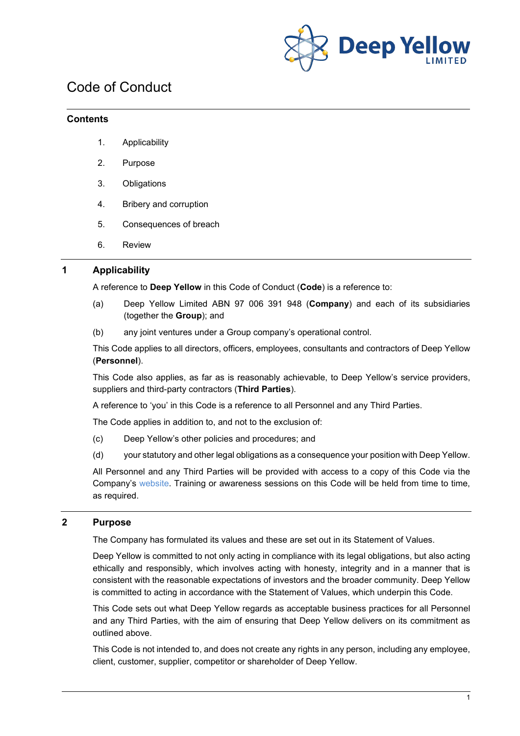# Code of Conduct

## Contents

1. Applicability
2. Purpose
3. Obligations
4. Bribery and corruption
5. Consequences of breach
6. Review

## 1 Applicability

A reference to **Deep Yellow** in this Code of Conduct (**Code**) is a reference to:

(a) Deep Yellow Limited ABN 97 006 391 948 (**Company**) and each of its subsidiaries (together the **Group**); and

(b) any joint ventures under a Group company's operational control.

This Code applies to all directors, officers, employees, consultants and contractors of Deep Yellow (**Personnel**).

This Code also applies, as far as is reasonably achievable, to Deep Yellow's service providers, suppliers and third-party contractors (**Third Parties**).

A reference to 'you' in this Code is a reference to all Personnel and any Third Parties.

The Code applies in addition to, and not to the exclusion of:

(c) Deep Yellow's other policies and procedures; and

(d) your statutory and other legal obligations as a consequence your position with Deep Yellow.

All Personnel and any Third Parties will be provided with access to a copy of this Code via the Company's website. Training or awareness sessions on this Code will be held from time to time, as required.

## 2 Purpose

The Company has formulated its values and these are set out in its Statement of Values.

Deep Yellow is committed to not only acting in compliance with its legal obligations, but also acting ethically and responsibly, which involves acting with honesty, integrity and in a manner that is consistent with the reasonable expectations of investors and the broader community. Deep Yellow is committed to acting in accordance with the Statement of Values, which underpin this Code.

This Code sets out what Deep Yellow regards as acceptable business practices for all Personnel and any Third Parties, with the aim of ensuring that Deep Yellow delivers on its commitment as outlined above.

This Code is not intended to, and does not create any rights in any person, including any employee, client, customer, supplier, competitor or shareholder of Deep Yellow.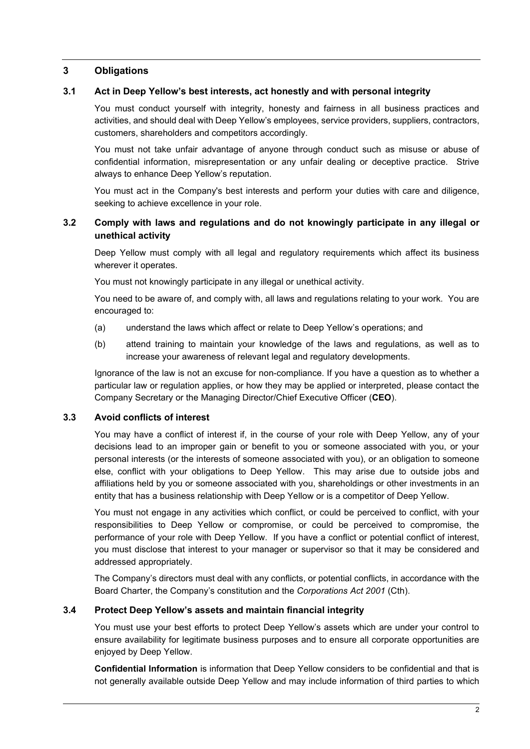## 3 Obligations

### 3.1 Act in Deep Yellow's best interests, act honestly and with personal integrity

You must conduct yourself with integrity, honesty and fairness in all business practices and activities, and should deal with Deep Yellow's employees, service providers, suppliers, contractors, customers, shareholders and competitors accordingly.

You must not take unfair advantage of anyone through conduct such as misuse or abuse of confidential information, misrepresentation or any unfair dealing or deceptive practice. Strive always to enhance Deep Yellow's reputation.

You must act in the Company's best interests and perform your duties with care and diligence, seeking to achieve excellence in your role.

### 3.2 Comply with laws and regulations and do not knowingly participate in any illegal or unethical activity

Deep Yellow must comply with all legal and regulatory requirements which affect its business wherever it operates.

You must not knowingly participate in any illegal or unethical activity.

You need to be aware of, and comply with, all laws and regulations relating to your work. You are encouraged to:

(a) understand the laws which affect or relate to Deep Yellow's operations; and

(b) attend training to maintain your knowledge of the laws and regulations, as well as to increase your awareness of relevant legal and regulatory developments.

Ignorance of the law is not an excuse for non-compliance. If you have a question as to whether a particular law or regulation applies, or how they may be applied or interpreted, please contact the Company Secretary or the Managing Director/Chief Executive Officer (**CEO**).

### 3.3 Avoid conflicts of interest

You may have a conflict of interest if, in the course of your role with Deep Yellow, any of your decisions lead to an improper gain or benefit to you or someone associated with you, or your personal interests (or the interests of someone associated with you), or an obligation to someone else, conflict with your obligations to Deep Yellow. This may arise due to outside jobs and affiliations held by you or someone associated with you, shareholdings or other investments in an entity that has a business relationship with Deep Yellow or is a competitor of Deep Yellow.

You must not engage in any activities which conflict, or could be perceived to conflict, with your responsibilities to Deep Yellow or compromise, or could be perceived to compromise, the performance of your role with Deep Yellow. If you have a conflict or potential conflict of interest, you must disclose that interest to your manager or supervisor so that it may be considered and addressed appropriately.

The Company's directors must deal with any conflicts, or potential conflicts, in accordance with the Board Charter, the Company's constitution and the *Corporations Act 2001* (Cth).

### 3.4 Protect Deep Yellow's assets and maintain financial integrity

You must use your best efforts to protect Deep Yellow's assets which are under your control to ensure availability for legitimate business purposes and to ensure all corporate opportunities are enjoyed by Deep Yellow.

**Confidential Information** is information that Deep Yellow considers to be confidential and that is not generally available outside Deep Yellow and may include information of third parties to which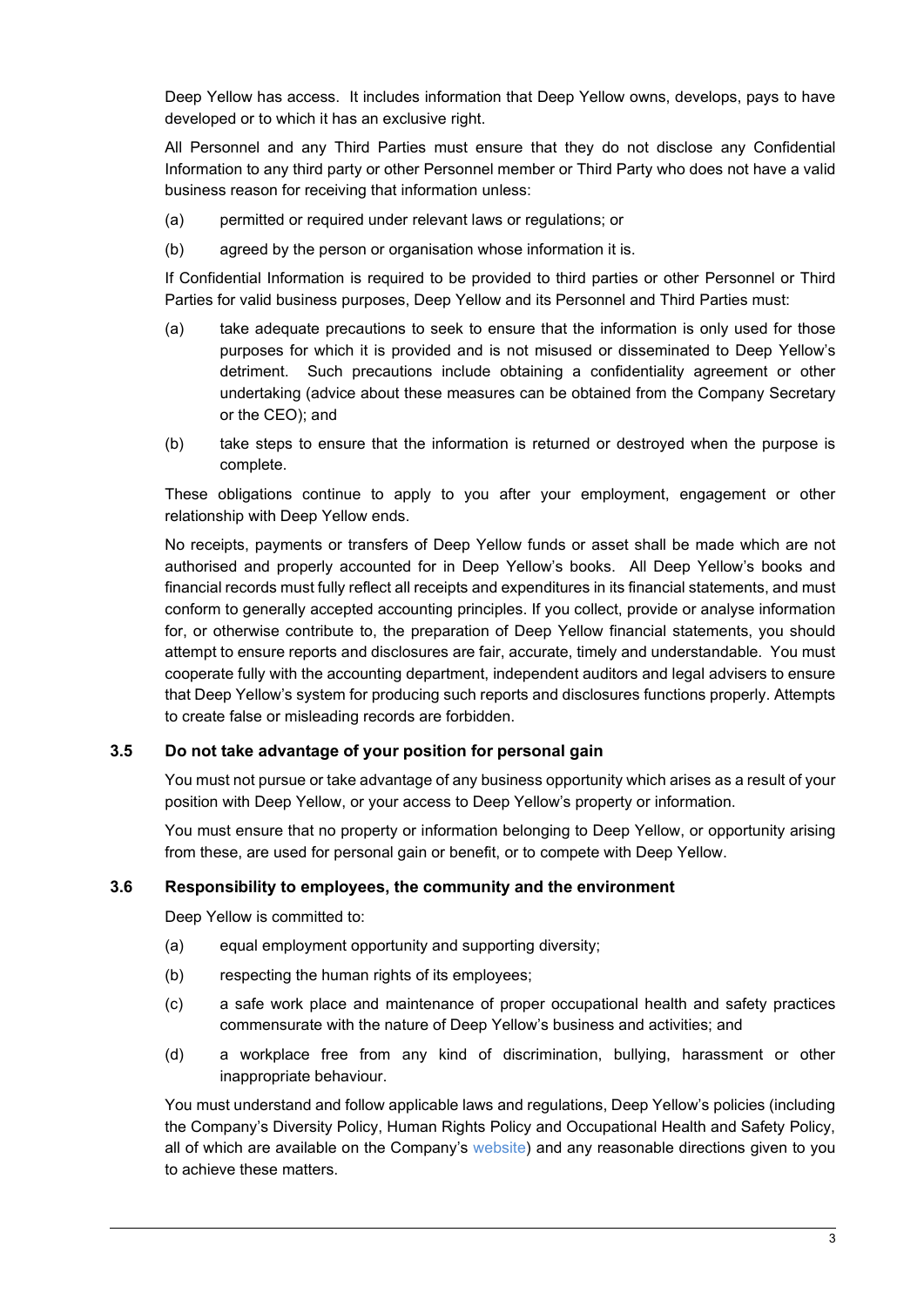Deep Yellow has access. It includes information that Deep Yellow owns, develops, pays to have developed or to which it has an exclusive right.

All Personnel and any Third Parties must ensure that they do not disclose any Confidential Information to any third party or other Personnel member or Third Party who does not have a valid business reason for receiving that information unless:

(a) permitted or required under relevant laws or regulations; or

(b) agreed by the person or organisation whose information it is.

If Confidential Information is required to be provided to third parties or other Personnel or Third Parties for valid business purposes, Deep Yellow and its Personnel and Third Parties must:

(a) take adequate precautions to seek to ensure that the information is only used for those purposes for which it is provided and is not misused or disseminated to Deep Yellow's detriment. Such precautions include obtaining a confidentiality agreement or other undertaking (advice about these measures can be obtained from the Company Secretary or the CEO); and

(b) take steps to ensure that the information is returned or destroyed when the purpose is complete.

These obligations continue to apply to you after your employment, engagement or other relationship with Deep Yellow ends.

No receipts, payments or transfers of Deep Yellow funds or asset shall be made which are not authorised and properly accounted for in Deep Yellow's books. All Deep Yellow's books and financial records must fully reflect all receipts and expenditures in its financial statements, and must conform to generally accepted accounting principles. If you collect, provide or analyse information for, or otherwise contribute to, the preparation of Deep Yellow financial statements, you should attempt to ensure reports and disclosures are fair, accurate, timely and understandable. You must cooperate fully with the accounting department, independent auditors and legal advisers to ensure that Deep Yellow's system for producing such reports and disclosures functions properly. Attempts to create false or misleading records are forbidden.

### 3.5 Do not take advantage of your position for personal gain

You must not pursue or take advantage of any business opportunity which arises as a result of your position with Deep Yellow, or your access to Deep Yellow's property or information.

You must ensure that no property or information belonging to Deep Yellow, or opportunity arising from these, are used for personal gain or benefit, or to compete with Deep Yellow.

### 3.6 Responsibility to employees, the community and the environment

Deep Yellow is committed to:

(a) equal employment opportunity and supporting diversity;

(b) respecting the human rights of its employees;

(c) a safe work place and maintenance of proper occupational health and safety practices commensurate with the nature of Deep Yellow's business and activities; and

(d) a workplace free from any kind of discrimination, bullying, harassment or other inappropriate behaviour.

You must understand and follow applicable laws and regulations, Deep Yellow's policies (including the Company's Diversity Policy, Human Rights Policy and Occupational Health and Safety Policy, all of which are available on the Company's website) and any reasonable directions given to you to achieve these matters.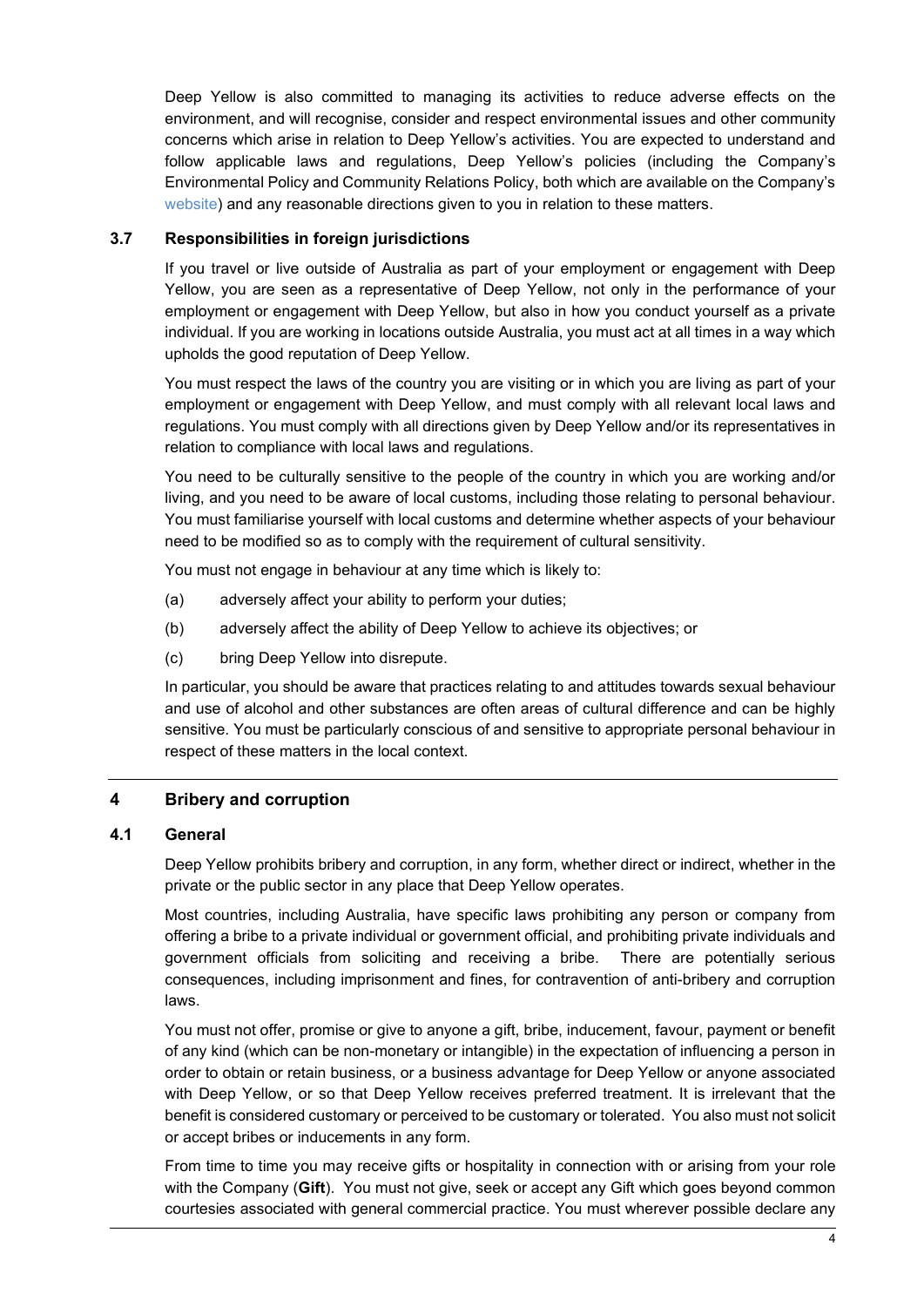Deep Yellow is also committed to managing its activities to reduce adverse effects on the environment, and will recognise, consider and respect environmental issues and other community concerns which arise in relation to Deep Yellow's activities. You are expected to understand and follow applicable laws and regulations, Deep Yellow's policies (including the Company's Environmental Policy and Community Relations Policy, both which are available on the Company's website) and any reasonable directions given to you in relation to these matters.

### 3.7 Responsibilities in foreign jurisdictions

If you travel or live outside of Australia as part of your employment or engagement with Deep Yellow, you are seen as a representative of Deep Yellow, not only in the performance of your employment or engagement with Deep Yellow, but also in how you conduct yourself as a private individual. If you are working in locations outside Australia, you must act at all times in a way which upholds the good reputation of Deep Yellow.

You must respect the laws of the country you are visiting or in which you are living as part of your employment or engagement with Deep Yellow, and must comply with all relevant local laws and regulations. You must comply with all directions given by Deep Yellow and/or its representatives in relation to compliance with local laws and regulations.

You need to be culturally sensitive to the people of the country in which you are working and/or living, and you need to be aware of local customs, including those relating to personal behaviour. You must familiarise yourself with local customs and determine whether aspects of your behaviour need to be modified so as to comply with the requirement of cultural sensitivity.

You must not engage in behaviour at any time which is likely to:

(a) adversely affect your ability to perform your duties;

(b) adversely affect the ability of Deep Yellow to achieve its objectives; or

(c) bring Deep Yellow into disrepute.

In particular, you should be aware that practices relating to and attitudes towards sexual behaviour and use of alcohol and other substances are often areas of cultural difference and can be highly sensitive. You must be particularly conscious of and sensitive to appropriate personal behaviour in respect of these matters in the local context.

## 4 Bribery and corruption

### 4.1 General

Deep Yellow prohibits bribery and corruption, in any form, whether direct or indirect, whether in the private or the public sector in any place that Deep Yellow operates.

Most countries, including Australia, have specific laws prohibiting any person or company from offering a bribe to a private individual or government official, and prohibiting private individuals and government officials from soliciting and receiving a bribe. There are potentially serious consequences, including imprisonment and fines, for contravention of anti-bribery and corruption laws.

You must not offer, promise or give to anyone a gift, bribe, inducement, favour, payment or benefit of any kind (which can be non-monetary or intangible) in the expectation of influencing a person in order to obtain or retain business, or a business advantage for Deep Yellow or anyone associated with Deep Yellow, or so that Deep Yellow receives preferred treatment. It is irrelevant that the benefit is considered customary or perceived to be customary or tolerated. You also must not solicit or accept bribes or inducements in any form.

From time to time you may receive gifts or hospitality in connection with or arising from your role with the Company (**Gift**). You must not give, seek or accept any Gift which goes beyond common courtesies associated with general commercial practice. You must wherever possible declare any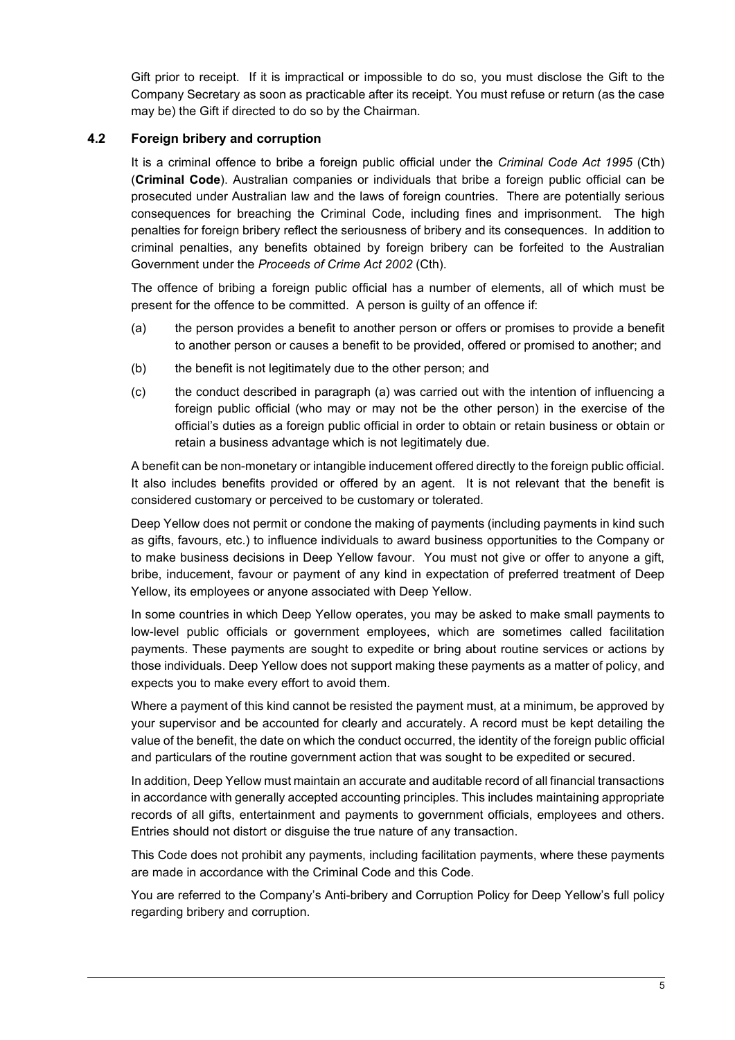Gift prior to receipt. If it is impractical or impossible to do so, you must disclose the Gift to the Company Secretary as soon as practicable after its receipt. You must refuse or return (as the case may be) the Gift if directed to do so by the Chairman.

### 4.2 Foreign bribery and corruption

It is a criminal offence to bribe a foreign public official under the *Criminal Code Act 1995* (Cth) (**Criminal Code**). Australian companies or individuals that bribe a foreign public official can be prosecuted under Australian law and the laws of foreign countries. There are potentially serious consequences for breaching the Criminal Code, including fines and imprisonment. The high penalties for foreign bribery reflect the seriousness of bribery and its consequences. In addition to criminal penalties, any benefits obtained by foreign bribery can be forfeited to the Australian Government under the *Proceeds of Crime Act 2002* (Cth).

The offence of bribing a foreign public official has a number of elements, all of which must be present for the offence to be committed. A person is guilty of an offence if:

(a) the person provides a benefit to another person or offers or promises to provide a benefit to another person or causes a benefit to be provided, offered or promised to another; and

(b) the benefit is not legitimately due to the other person; and

(c) the conduct described in paragraph (a) was carried out with the intention of influencing a foreign public official (who may or may not be the other person) in the exercise of the official's duties as a foreign public official in order to obtain or retain business or obtain or retain a business advantage which is not legitimately due.

A benefit can be non-monetary or intangible inducement offered directly to the foreign public official. It also includes benefits provided or offered by an agent. It is not relevant that the benefit is considered customary or perceived to be customary or tolerated.

Deep Yellow does not permit or condone the making of payments (including payments in kind such as gifts, favours, etc.) to influence individuals to award business opportunities to the Company or to make business decisions in Deep Yellow favour. You must not give or offer to anyone a gift, bribe, inducement, favour or payment of any kind in expectation of preferred treatment of Deep Yellow, its employees or anyone associated with Deep Yellow.

In some countries in which Deep Yellow operates, you may be asked to make small payments to low-level public officials or government employees, which are sometimes called facilitation payments. These payments are sought to expedite or bring about routine services or actions by those individuals. Deep Yellow does not support making these payments as a matter of policy, and expects you to make every effort to avoid them.

Where a payment of this kind cannot be resisted the payment must, at a minimum, be approved by your supervisor and be accounted for clearly and accurately. A record must be kept detailing the value of the benefit, the date on which the conduct occurred, the identity of the foreign public official and particulars of the routine government action that was sought to be expedited or secured.

In addition, Deep Yellow must maintain an accurate and auditable record of all financial transactions in accordance with generally accepted accounting principles. This includes maintaining appropriate records of all gifts, entertainment and payments to government officials, employees and others. Entries should not distort or disguise the true nature of any transaction.

This Code does not prohibit any payments, including facilitation payments, where these payments are made in accordance with the Criminal Code and this Code.

You are referred to the Company's Anti-bribery and Corruption Policy for Deep Yellow's full policy regarding bribery and corruption.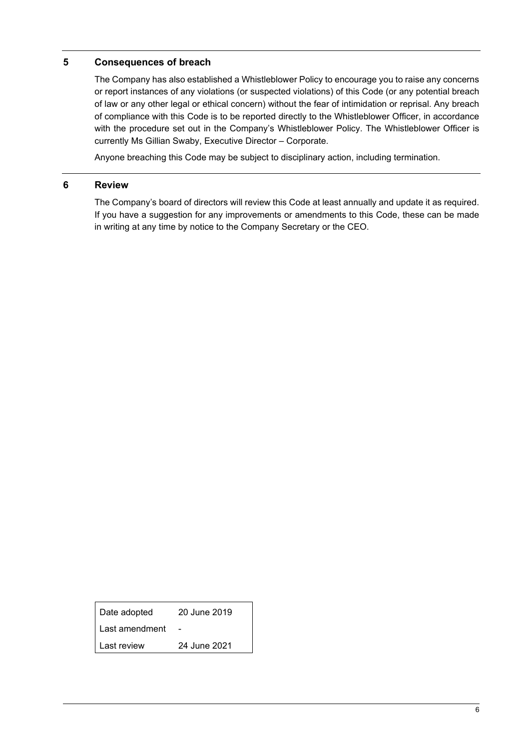## 5 Consequences of breach

The Company has also established a Whistleblower Policy to encourage you to raise any concerns or report instances of any violations (or suspected violations) of this Code (or any potential breach of law or any other legal or ethical concern) without the fear of intimidation or reprisal. Any breach of compliance with this Code is to be reported directly to the Whistleblower Officer, in accordance with the procedure set out in the Company's Whistleblower Policy. The Whistleblower Officer is currently Ms Gillian Swaby, Executive Director – Corporate.

Anyone breaching this Code may be subject to disciplinary action, including termination.

## 6 Review

The Company's board of directors will review this Code at least annually and update it as required. If you have a suggestion for any improvements or amendments to this Code, these can be made in writing at any time by notice to the Company Secretary or the CEO.

| | |
|---|---|
| Date adopted | 20 June 2019 |
| Last amendment | - |
| Last review | 24 June 2021 |